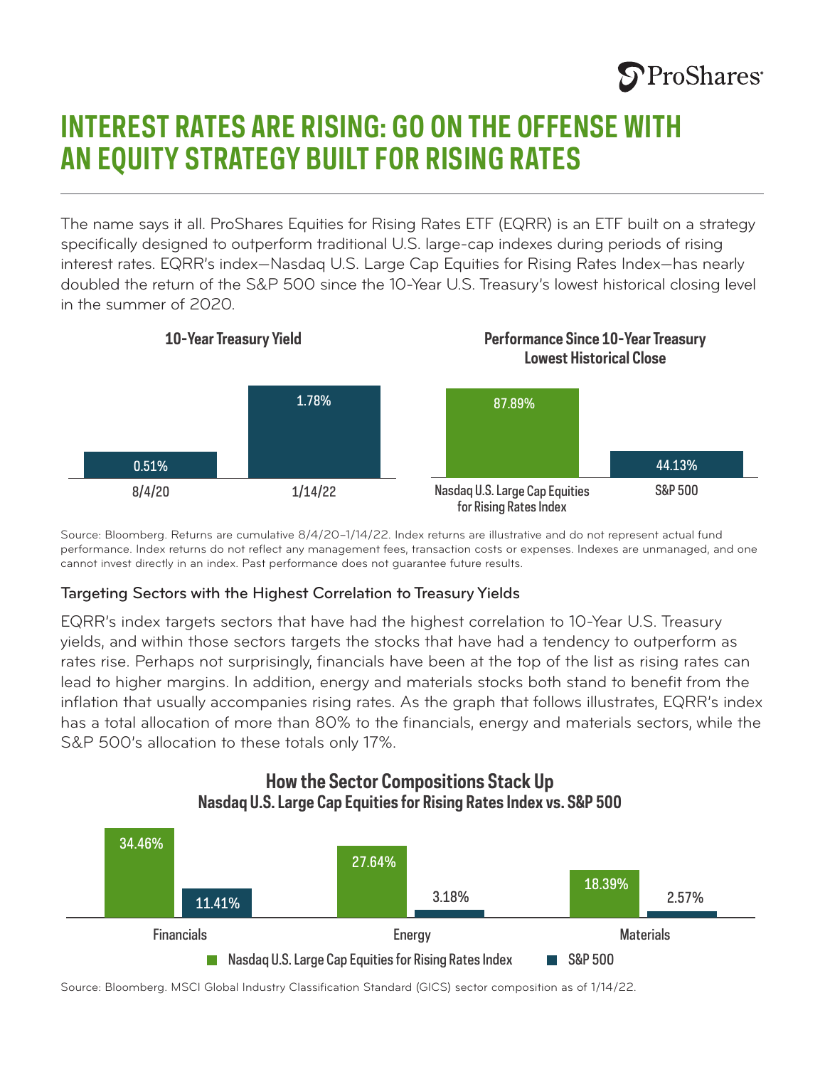ProShares

# INTEREST RATES ARE RISING: GO ON THE OFFENSE WITH AN EQUITY STRATEGY BUILT FOR RISING RATES

The name says it all. ProShares Equities for Rising Rates ETF (EQRR) is an ETF built on a strategy specifically designed to outperform traditional U.S. large-cap indexes during periods of rising interest rates. EQRR's index—Nasdaq U.S. Large Cap Equities for Rising Rates Index—has nearly doubled the return of the S&P 500 since the 10-Year U.S. Treasury's lowest historical closing level in the summer of 2020.

**10-Year Treasury Yield**

| Date | Yield |
|---|---|
| 8/4/20 | 0.51% |
| 1/14/22 | 1.78% |

**Performance Since 10-Year Treasury Lowest Historical Close**

| Index | Return |
|---|---|
| Nasdaq U.S. Large Cap Equities for Rising Rates Index | 87.89% |
| S&P 500 | 44.13% |

Source: Bloomberg. Returns are cumulative 8/4/20–1/14/22. Index returns are illustrative and do not represent actual fund performance. Index returns do not reflect any management fees, transaction costs or expenses. Indexes are unmanaged, and one cannot invest directly in an index. Past performance does not guarantee future results.

### Targeting Sectors with the Highest Correlation to Treasury Yields

EQRR's index targets sectors that have had the highest correlation to 10-Year U.S. Treasury yields, and within those sectors targets the stocks that have had a tendency to outperform as rates rise. Perhaps not surprisingly, financials have been at the top of the list as rising rates can lead to higher margins. In addition, energy and materials stocks both stand to benefit from the inflation that usually accompanies rising rates. As the graph that follows illustrates, EQRR's index has a total allocation of more than 80% to the financials, energy and materials sectors, while the S&P 500's allocation to these totals only 17%.

**How the Sector Compositions Stack Up**
**Nasdaq U.S. Large Cap Equities for Rising Rates Index vs. S&P 500**

| Sector | Nasdaq U.S. Large Cap Equities for Rising Rates Index | S&P 500 |
|---|---|---|
| Financials | 34.46% | 11.41% |
| Energy | 27.64% | 3.18% |
| Materials | 18.39% | 2.57% |

Source: Bloomberg. MSCI Global Industry Classification Standard (GICS) sector composition as of 1/14/22.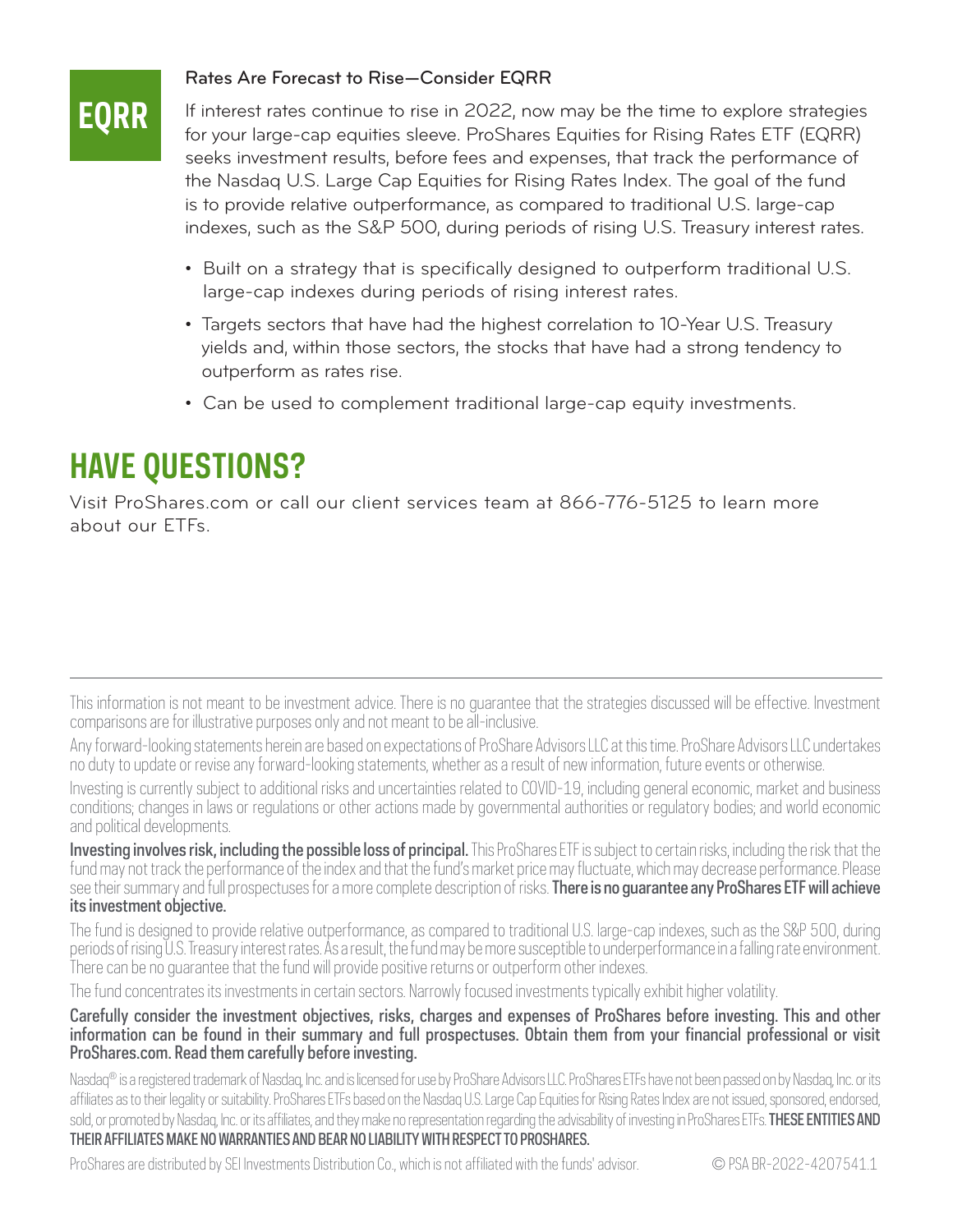EQRR

### Rates Are Forecast to Rise—Consider EQRR

If interest rates continue to rise in 2022, now may be the time to explore strategies for your large-cap equities sleeve. ProShares Equities for Rising Rates ETF (EQRR) seeks investment results, before fees and expenses, that track the performance of the Nasdaq U.S. Large Cap Equities for Rising Rates Index. The goal of the fund is to provide relative outperformance, as compared to traditional U.S. large-cap indexes, such as the S&P 500, during periods of rising U.S. Treasury interest rates.

- Built on a strategy that is specifically designed to outperform traditional U.S. large-cap indexes during periods of rising interest rates.
- Targets sectors that have had the highest correlation to 10-Year U.S. Treasury yields and, within those sectors, the stocks that have had a strong tendency to outperform as rates rise.
- Can be used to complement traditional large-cap equity investments.

## HAVE QUESTIONS?

Visit ProShares.com or call our client services team at 866-776-5125 to learn more about our ETFs.

---

This information is not meant to be investment advice. There is no guarantee that the strategies discussed will be effective. Investment comparisons are for illustrative purposes only and not meant to be all-inclusive.

Any forward-looking statements herein are based on expectations of ProShare Advisors LLC at this time. ProShare Advisors LLC undertakes no duty to update or revise any forward-looking statements, whether as a result of new information, future events or otherwise.

Investing is currently subject to additional risks and uncertainties related to COVID-19, including general economic, market and business conditions; changes in laws or regulations or other actions made by governmental authorities or regulatory bodies; and world economic and political developments.

**Investing involves risk, including the possible loss of principal.** This ProShares ETF is subject to certain risks, including the risk that the fund may not track the performance of the index and that the fund's market price may fluctuate, which may decrease performance. Please see their summary and full prospectuses for a more complete description of risks. **There is no guarantee any ProShares ETF will achieve its investment objective.**

The fund is designed to provide relative outperformance, as compared to traditional U.S. large-cap indexes, such as the S&P 500, during periods of rising U.S. Treasury interest rates. As a result, the fund may be more susceptible to underperformance in a falling rate environment. There can be no guarantee that the fund will provide positive returns or outperform other indexes.

The fund concentrates its investments in certain sectors. Narrowly focused investments typically exhibit higher volatility.

**Carefully consider the investment objectives, risks, charges and expenses of ProShares before investing. This and other information can be found in their summary and full prospectuses. Obtain them from your financial professional or visit ProShares.com. Read them carefully before investing.**

Nasdaq® is a registered trademark of Nasdaq, Inc. and is licensed for use by ProShare Advisors LLC. ProShares ETFs have not been passed on by Nasdaq, Inc. or its affiliates as to their legality or suitability. ProShares ETFs based on the Nasdaq U.S. Large Cap Equities for Rising Rates Index are not issued, sponsored, endorsed, sold, or promoted by Nasdaq, Inc. or its affiliates, and they make no representation regarding the advisability of investing in ProShares ETFs. **THESE ENTITIES AND THEIR AFFILIATES MAKE NO WARRANTIES AND BEAR NO LIABILITY WITH RESPECT TO PROSHARES.**

ProShares are distributed by SEI Investments Distribution Co., which is not affiliated with the funds' advisor. © PSA BR-2022-4207541.1